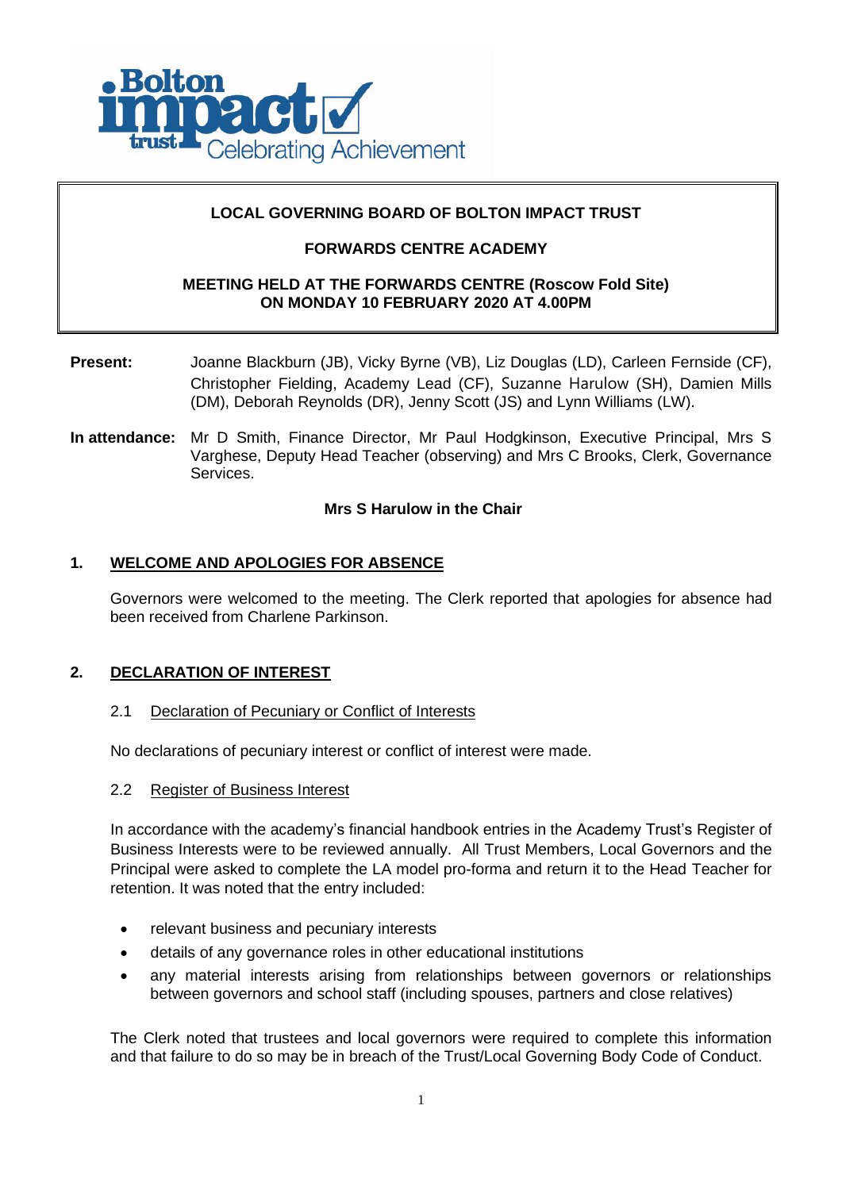**LOCAL GOVERNING BOARD OF BOLTON IMPACT TRUST**

**FORWARDS CENTRE ACADEMY**

**MEETING HELD AT THE FORWARDS CENTRE (Roscow Fold Site) ON MONDAY 10 FEBRUARY 2020 AT 4.00PM**

**Present:** Joanne Blackburn (JB), Vicky Byrne (VB), Liz Douglas (LD), Carleen Fernside (CF), Christopher Fielding, Academy Lead (CF), Suzanne Harulow (SH), Damien Mills (DM), Deborah Reynolds (DR), Jenny Scott (JS) and Lynn Williams (LW).

**In attendance:** Mr D Smith, Finance Director, Mr Paul Hodgkinson, Executive Principal, Mrs S Varghese, Deputy Head Teacher (observing) and Mrs C Brooks, Clerk, Governance Services.

**Mrs S Harulow in the Chair**

## 1. WELCOME AND APOLOGIES FOR ABSENCE

Governors were welcomed to the meeting. The Clerk reported that apologies for absence had been received from Charlene Parkinson.

## 2. DECLARATION OF INTEREST

### 2.1 Declaration of Pecuniary or Conflict of Interests

No declarations of pecuniary interest or conflict of interest were made.

### 2.2 Register of Business Interest

In accordance with the academy's financial handbook entries in the Academy Trust's Register of Business Interests were to be reviewed annually. All Trust Members, Local Governors and the Principal were asked to complete the LA model pro-forma and return it to the Head Teacher for retention. It was noted that the entry included:

- relevant business and pecuniary interests
- details of any governance roles in other educational institutions
- any material interests arising from relationships between governors or relationships between governors and school staff (including spouses, partners and close relatives)

The Clerk noted that trustees and local governors were required to complete this information and that failure to do so may be in breach of the Trust/Local Governing Body Code of Conduct.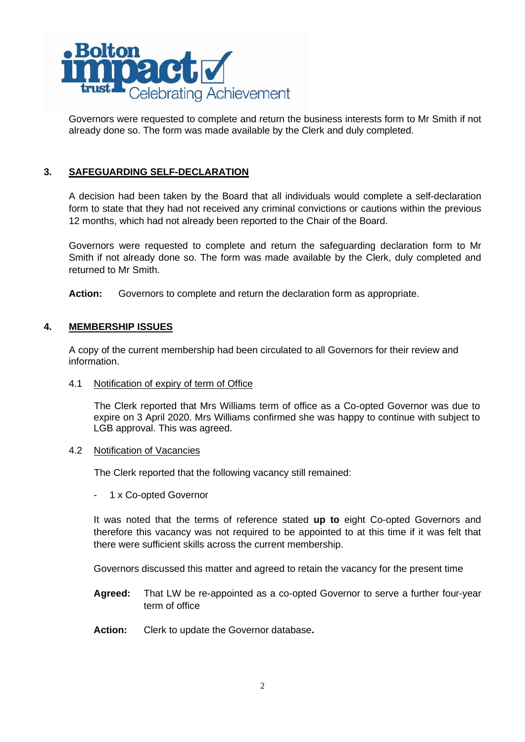Governors were requested to complete and return the business interests form to Mr Smith if not already done so. The form was made available by the Clerk and duly completed.

## 3. SAFEGUARDING SELF-DECLARATION

A decision had been taken by the Board that all individuals would complete a self-declaration form to state that they had not received any criminal convictions or cautions within the previous 12 months, which had not already been reported to the Chair of the Board.

Governors were requested to complete and return the safeguarding declaration form to Mr Smith if not already done so. The form was made available by the Clerk, duly completed and returned to Mr Smith.

**Action:** Governors to complete and return the declaration form as appropriate.

## 4. MEMBERSHIP ISSUES

A copy of the current membership had been circulated to all Governors for their review and information.

### 4.1 Notification of expiry of term of Office

The Clerk reported that Mrs Williams term of office as a Co-opted Governor was due to expire on 3 April 2020. Mrs Williams confirmed she was happy to continue with subject to LGB approval. This was agreed.

### 4.2 Notification of Vacancies

The Clerk reported that the following vacancy still remained:

- 1 x Co-opted Governor

It was noted that the terms of reference stated **up to** eight Co-opted Governors and therefore this vacancy was not required to be appointed to at this time if it was felt that there were sufficient skills across the current membership.

Governors discussed this matter and agreed to retain the vacancy for the present time

**Agreed:** That LW be re-appointed as a co-opted Governor to serve a further four-year term of office

**Action:** Clerk to update the Governor database**.**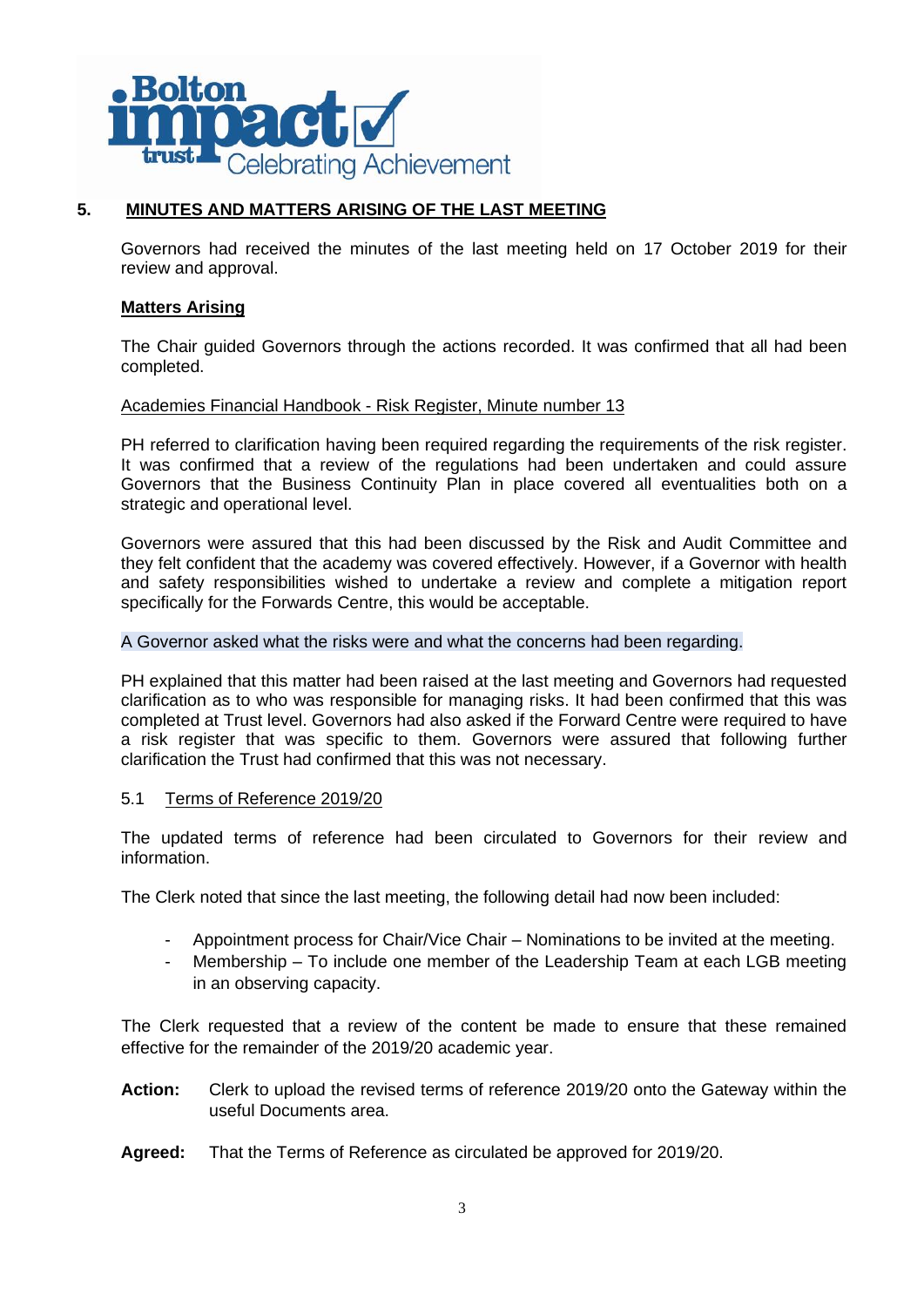## 5. MINUTES AND MATTERS ARISING OF THE LAST MEETING

Governors had received the minutes of the last meeting held on 17 October 2019 for their review and approval.

**Matters Arising**

The Chair guided Governors through the actions recorded. It was confirmed that all had been completed.

Academies Financial Handbook - Risk Register, Minute number 13

PH referred to clarification having been required regarding the requirements of the risk register. It was confirmed that a review of the regulations had been undertaken and could assure Governors that the Business Continuity Plan in place covered all eventualities both on a strategic and operational level.

Governors were assured that this had been discussed by the Risk and Audit Committee and they felt confident that the academy was covered effectively. However, if a Governor with health and safety responsibilities wished to undertake a review and complete a mitigation report specifically for the Forwards Centre, this would be acceptable.

A Governor asked what the risks were and what the concerns had been regarding.

PH explained that this matter had been raised at the last meeting and Governors had requested clarification as to who was responsible for managing risks. It had been confirmed that this was completed at Trust level. Governors had also asked if the Forward Centre were required to have a risk register that was specific to them. Governors were assured that following further clarification the Trust had confirmed that this was not necessary.

5.1 Terms of Reference 2019/20

The updated terms of reference had been circulated to Governors for their review and information.

The Clerk noted that since the last meeting, the following detail had now been included:

- Appointment process for Chair/Vice Chair – Nominations to be invited at the meeting.
- Membership – To include one member of the Leadership Team at each LGB meeting in an observing capacity.

The Clerk requested that a review of the content be made to ensure that these remained effective for the remainder of the 2019/20 academic year.

**Action:** Clerk to upload the revised terms of reference 2019/20 onto the Gateway within the useful Documents area.

**Agreed:** That the Terms of Reference as circulated be approved for 2019/20.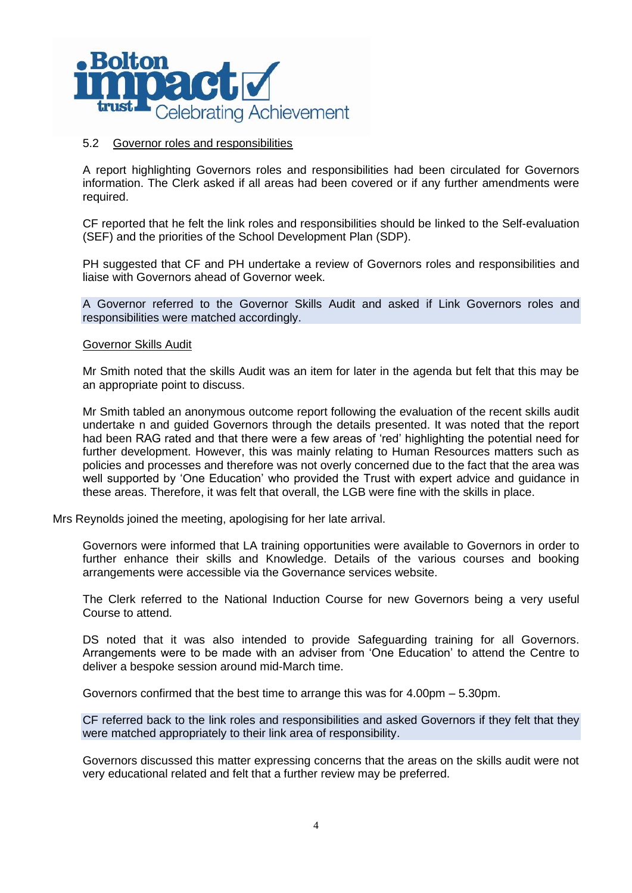5.2 Governor roles and responsibilities

A report highlighting Governors roles and responsibilities had been circulated for Governors information. The Clerk asked if all areas had been covered or if any further amendments were required.

CF reported that he felt the link roles and responsibilities should be linked to the Self-evaluation (SEF) and the priorities of the School Development Plan (SDP).

PH suggested that CF and PH undertake a review of Governors roles and responsibilities and liaise with Governors ahead of Governor week.

A Governor referred to the Governor Skills Audit and asked if Link Governors roles and responsibilities were matched accordingly.

Governor Skills Audit

Mr Smith noted that the skills Audit was an item for later in the agenda but felt that this may be an appropriate point to discuss.

Mr Smith tabled an anonymous outcome report following the evaluation of the recent skills audit undertake n and guided Governors through the details presented. It was noted that the report had been RAG rated and that there were a few areas of 'red' highlighting the potential need for further development. However, this was mainly relating to Human Resources matters such as policies and processes and therefore was not overly concerned due to the fact that the area was well supported by 'One Education' who provided the Trust with expert advice and guidance in these areas. Therefore, it was felt that overall, the LGB were fine with the skills in place.

Mrs Reynolds joined the meeting, apologising for her late arrival.

Governors were informed that LA training opportunities were available to Governors in order to further enhance their skills and Knowledge. Details of the various courses and booking arrangements were accessible via the Governance services website.

The Clerk referred to the National Induction Course for new Governors being a very useful Course to attend.

DS noted that it was also intended to provide Safeguarding training for all Governors. Arrangements were to be made with an adviser from 'One Education' to attend the Centre to deliver a bespoke session around mid-March time.

Governors confirmed that the best time to arrange this was for 4.00pm – 5.30pm.

CF referred back to the link roles and responsibilities and asked Governors if they felt that they were matched appropriately to their link area of responsibility.

Governors discussed this matter expressing concerns that the areas on the skills audit were not very educational related and felt that a further review may be preferred.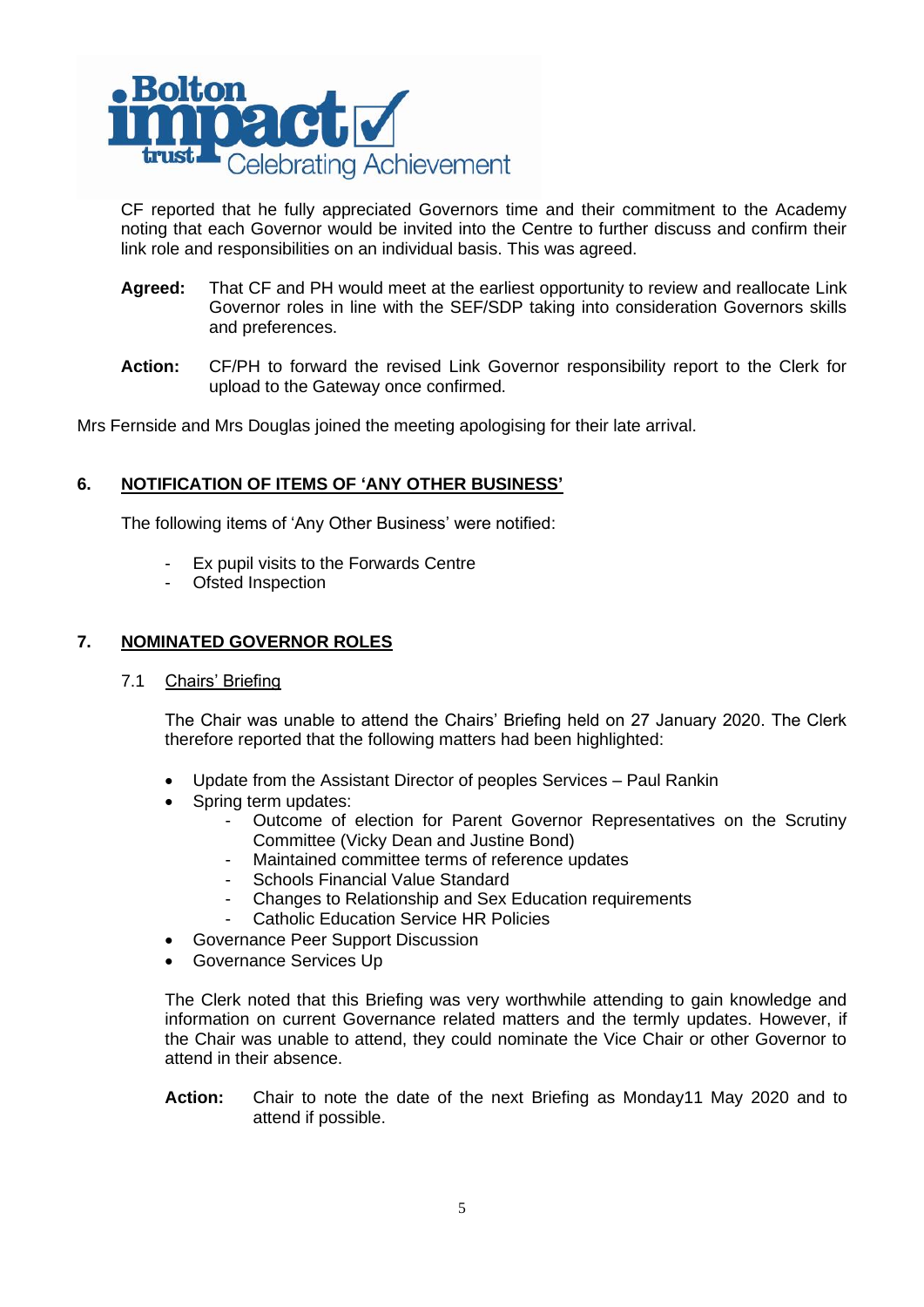CF reported that he fully appreciated Governors time and their commitment to the Academy noting that each Governor would be invited into the Centre to further discuss and confirm their link role and responsibilities on an individual basis. This was agreed.

**Agreed:** That CF and PH would meet at the earliest opportunity to review and reallocate Link Governor roles in line with the SEF/SDP taking into consideration Governors skills and preferences.

**Action:** CF/PH to forward the revised Link Governor responsibility report to the Clerk for upload to the Gateway once confirmed.

Mrs Fernside and Mrs Douglas joined the meeting apologising for their late arrival.

## 6. NOTIFICATION OF ITEMS OF 'ANY OTHER BUSINESS'

The following items of 'Any Other Business' were notified:

- Ex pupil visits to the Forwards Centre
- Ofsted Inspection

## 7. NOMINATED GOVERNOR ROLES

### 7.1 Chairs' Briefing

The Chair was unable to attend the Chairs' Briefing held on 27 January 2020. The Clerk therefore reported that the following matters had been highlighted:

- Update from the Assistant Director of peoples Services – Paul Rankin
- Spring term updates:
  - Outcome of election for Parent Governor Representatives on the Scrutiny Committee (Vicky Dean and Justine Bond)
  - Maintained committee terms of reference updates
  - Schools Financial Value Standard
  - Changes to Relationship and Sex Education requirements
  - Catholic Education Service HR Policies
- Governance Peer Support Discussion
- Governance Services Up

The Clerk noted that this Briefing was very worthwhile attending to gain knowledge and information on current Governance related matters and the termly updates. However, if the Chair was unable to attend, they could nominate the Vice Chair or other Governor to attend in their absence.

**Action:** Chair to note the date of the next Briefing as Monday11 May 2020 and to attend if possible.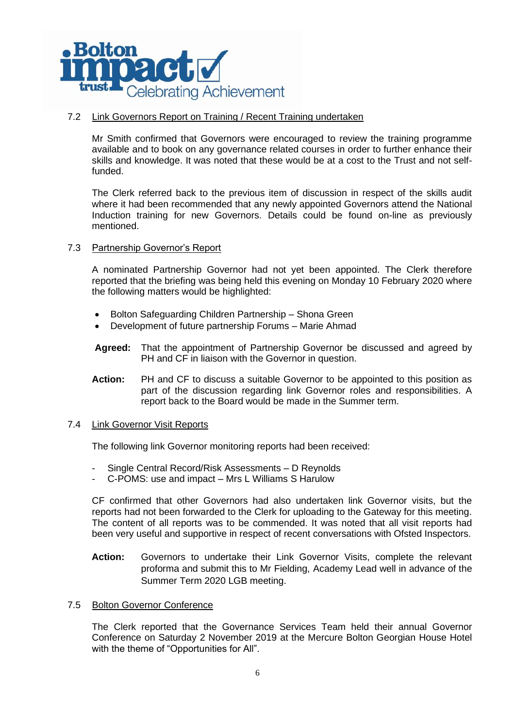### 7.2 Link Governors Report on Training / Recent Training undertaken

Mr Smith confirmed that Governors were encouraged to review the training programme available and to book on any governance related courses in order to further enhance their skills and knowledge. It was noted that these would be at a cost to the Trust and not self-funded.

The Clerk referred back to the previous item of discussion in respect of the skills audit where it had been recommended that any newly appointed Governors attend the National Induction training for new Governors. Details could be found on-line as previously mentioned.

### 7.3 Partnership Governor's Report

A nominated Partnership Governor had not yet been appointed. The Clerk therefore reported that the briefing was being held this evening on Monday 10 February 2020 where the following matters would be highlighted:

- Bolton Safeguarding Children Partnership – Shona Green
- Development of future partnership Forums – Marie Ahmad

**Agreed:** That the appointment of Partnership Governor be discussed and agreed by PH and CF in liaison with the Governor in question.

**Action:** PH and CF to discuss a suitable Governor to be appointed to this position as part of the discussion regarding link Governor roles and responsibilities. A report back to the Board would be made in the Summer term.

### 7.4 Link Governor Visit Reports

The following link Governor monitoring reports had been received:

- Single Central Record/Risk Assessments – D Reynolds
- C-POMS: use and impact – Mrs L Williams S Harulow

CF confirmed that other Governors had also undertaken link Governor visits, but the reports had not been forwarded to the Clerk for uploading to the Gateway for this meeting. The content of all reports was to be commended. It was noted that all visit reports had been very useful and supportive in respect of recent conversations with Ofsted Inspectors.

**Action:** Governors to undertake their Link Governor Visits, complete the relevant proforma and submit this to Mr Fielding, Academy Lead well in advance of the Summer Term 2020 LGB meeting.

### 7.5 Bolton Governor Conference

The Clerk reported that the Governance Services Team held their annual Governor Conference on Saturday 2 November 2019 at the Mercure Bolton Georgian House Hotel with the theme of "Opportunities for All".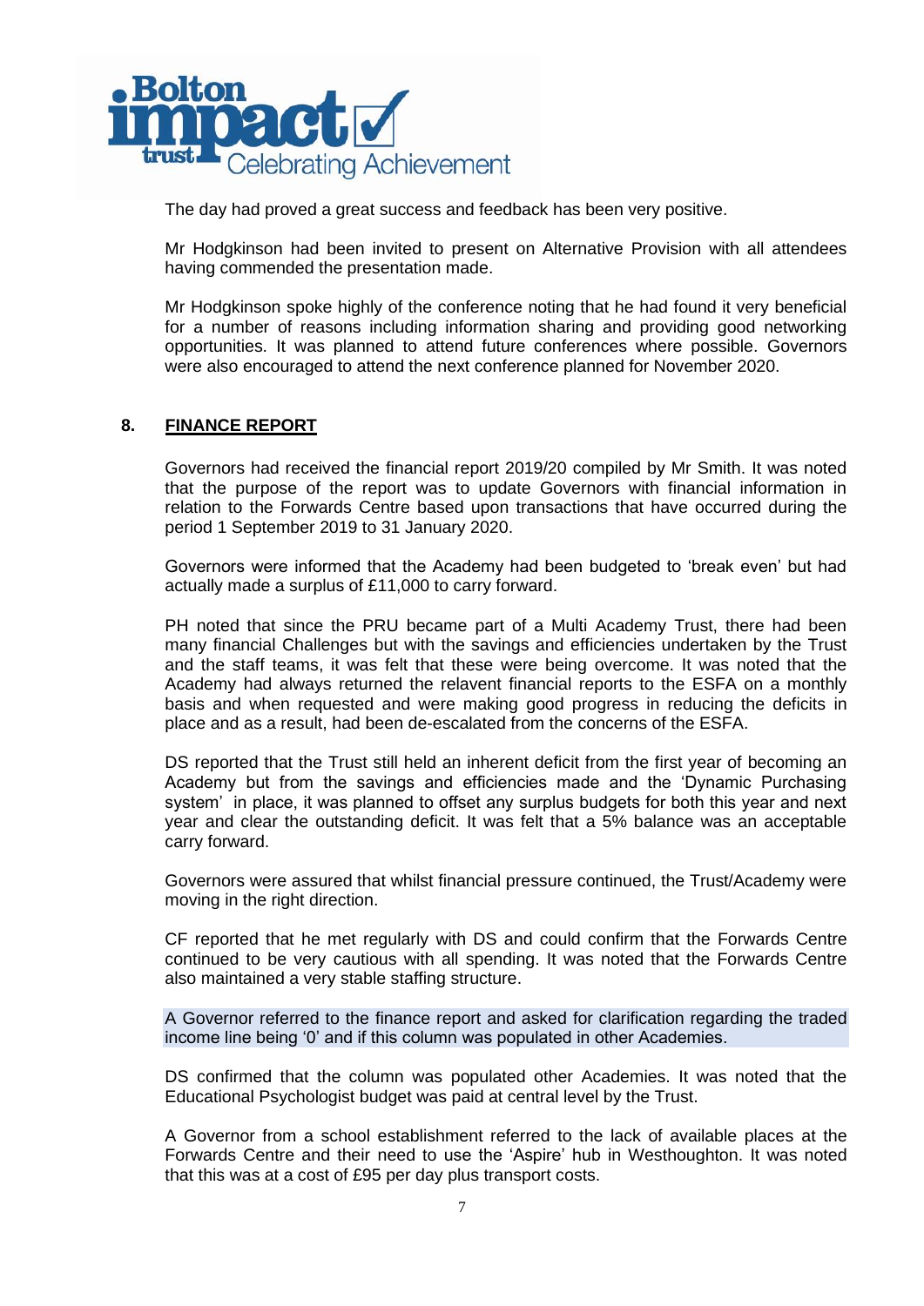The day had proved a great success and feedback has been very positive.

Mr Hodgkinson had been invited to present on Alternative Provision with all attendees having commended the presentation made.

Mr Hodgkinson spoke highly of the conference noting that he had found it very beneficial for a number of reasons including information sharing and providing good networking opportunities. It was planned to attend future conferences where possible. Governors were also encouraged to attend the next conference planned for November 2020.

## 8. FINANCE REPORT

Governors had received the financial report 2019/20 compiled by Mr Smith. It was noted that the purpose of the report was to update Governors with financial information in relation to the Forwards Centre based upon transactions that have occurred during the period 1 September 2019 to 31 January 2020.

Governors were informed that the Academy had been budgeted to 'break even' but had actually made a surplus of £11,000 to carry forward.

PH noted that since the PRU became part of a Multi Academy Trust, there had been many financial Challenges but with the savings and efficiencies undertaken by the Trust and the staff teams, it was felt that these were being overcome. It was noted that the Academy had always returned the relavent financial reports to the ESFA on a monthly basis and when requested and were making good progress in reducing the deficits in place and as a result, had been de-escalated from the concerns of the ESFA.

DS reported that the Trust still held an inherent deficit from the first year of becoming an Academy but from the savings and efficiencies made and the 'Dynamic Purchasing system' in place, it was planned to offset any surplus budgets for both this year and next year and clear the outstanding deficit. It was felt that a 5% balance was an acceptable carry forward.

Governors were assured that whilst financial pressure continued, the Trust/Academy were moving in the right direction.

CF reported that he met regularly with DS and could confirm that the Forwards Centre continued to be very cautious with all spending. It was noted that the Forwards Centre also maintained a very stable staffing structure.

A Governor referred to the finance report and asked for clarification regarding the traded income line being '0' and if this column was populated in other Academies.

DS confirmed that the column was populated other Academies. It was noted that the Educational Psychologist budget was paid at central level by the Trust.

A Governor from a school establishment referred to the lack of available places at the Forwards Centre and their need to use the 'Aspire' hub in Westhoughton. It was noted that this was at a cost of £95 per day plus transport costs.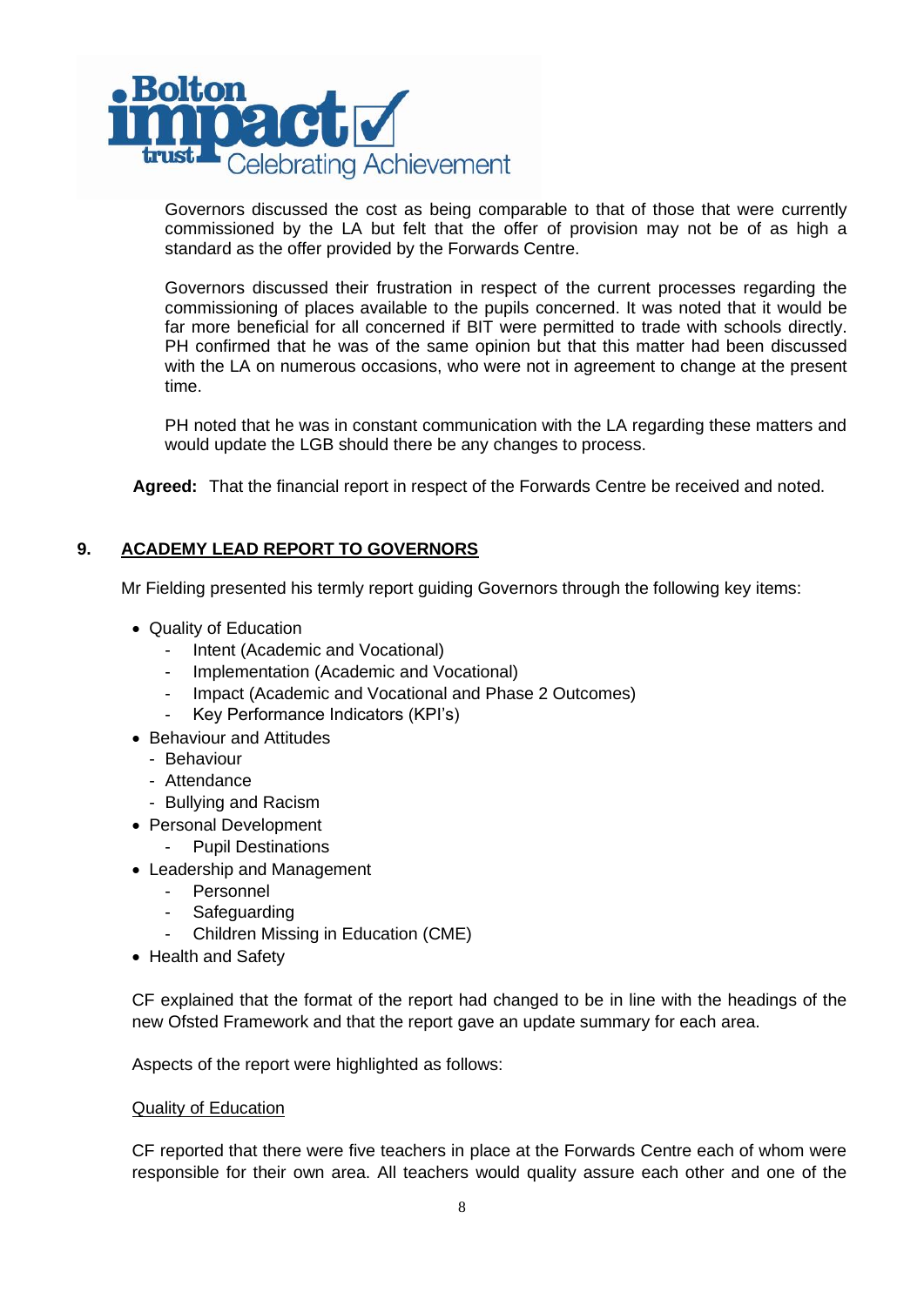Governors discussed the cost as being comparable to that of those that were currently commissioned by the LA but felt that the offer of provision may not be of as high a standard as the offer provided by the Forwards Centre.

Governors discussed their frustration in respect of the current processes regarding the commissioning of places available to the pupils concerned. It was noted that it would be far more beneficial for all concerned if BIT were permitted to trade with schools directly. PH confirmed that he was of the same opinion but that this matter had been discussed with the LA on numerous occasions, who were not in agreement to change at the present time.

PH noted that he was in constant communication with the LA regarding these matters and would update the LGB should there be any changes to process.

**Agreed:** That the financial report in respect of the Forwards Centre be received and noted.

## 9. ACADEMY LEAD REPORT TO GOVERNORS

Mr Fielding presented his termly report guiding Governors through the following key items:

- Quality of Education
  - Intent (Academic and Vocational)
  - Implementation (Academic and Vocational)
  - Impact (Academic and Vocational and Phase 2 Outcomes)
  - Key Performance Indicators (KPI's)
- Behaviour and Attitudes
  - Behaviour
  - Attendance
  - Bullying and Racism
- Personal Development
  - Pupil Destinations
- Leadership and Management
  - Personnel
  - Safeguarding
  - Children Missing in Education (CME)
- Health and Safety

CF explained that the format of the report had changed to be in line with the headings of the new Ofsted Framework and that the report gave an update summary for each area.

Aspects of the report were highlighted as follows:

<u>Quality of Education</u>

CF reported that there were five teachers in place at the Forwards Centre each of whom were responsible for their own area. All teachers would quality assure each other and one of the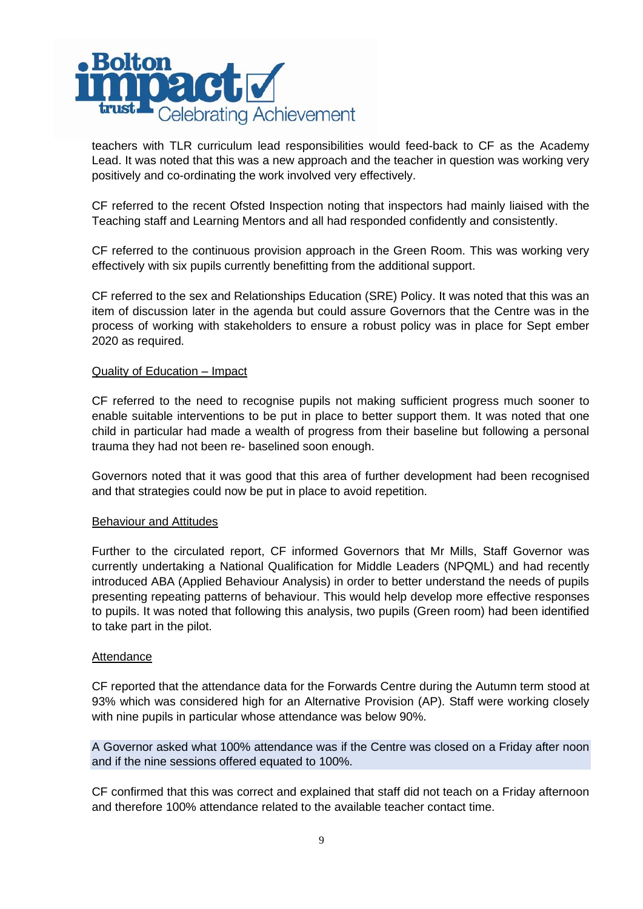teachers with TLR curriculum lead responsibilities would feed-back to CF as the Academy Lead. It was noted that this was a new approach and the teacher in question was working very positively and co-ordinating the work involved very effectively.

CF referred to the recent Ofsted Inspection noting that inspectors had mainly liaised with the Teaching staff and Learning Mentors and all had responded confidently and consistently.

CF referred to the continuous provision approach in the Green Room. This was working very effectively with six pupils currently benefitting from the additional support.

CF referred to the sex and Relationships Education (SRE) Policy. It was noted that this was an item of discussion later in the agenda but could assure Governors that the Centre was in the process of working with stakeholders to ensure a robust policy was in place for Sept ember 2020 as required.

Quality of Education – Impact

CF referred to the need to recognise pupils not making sufficient progress much sooner to enable suitable interventions to be put in place to better support them. It was noted that one child in particular had made a wealth of progress from their baseline but following a personal trauma they had not been re- baselined soon enough.

Governors noted that it was good that this area of further development had been recognised and that strategies could now be put in place to avoid repetition.

Behaviour and Attitudes

Further to the circulated report, CF informed Governors that Mr Mills, Staff Governor was currently undertaking a National Qualification for Middle Leaders (NPQML) and had recently introduced ABA (Applied Behaviour Analysis) in order to better understand the needs of pupils presenting repeating patterns of behaviour. This would help develop more effective responses to pupils. It was noted that following this analysis, two pupils (Green room) had been identified to take part in the pilot.

Attendance

CF reported that the attendance data for the Forwards Centre during the Autumn term stood at 93% which was considered high for an Alternative Provision (AP). Staff were working closely with nine pupils in particular whose attendance was below 90%.

A Governor asked what 100% attendance was if the Centre was closed on a Friday after noon and if the nine sessions offered equated to 100%.

CF confirmed that this was correct and explained that staff did not teach on a Friday afternoon and therefore 100% attendance related to the available teacher contact time.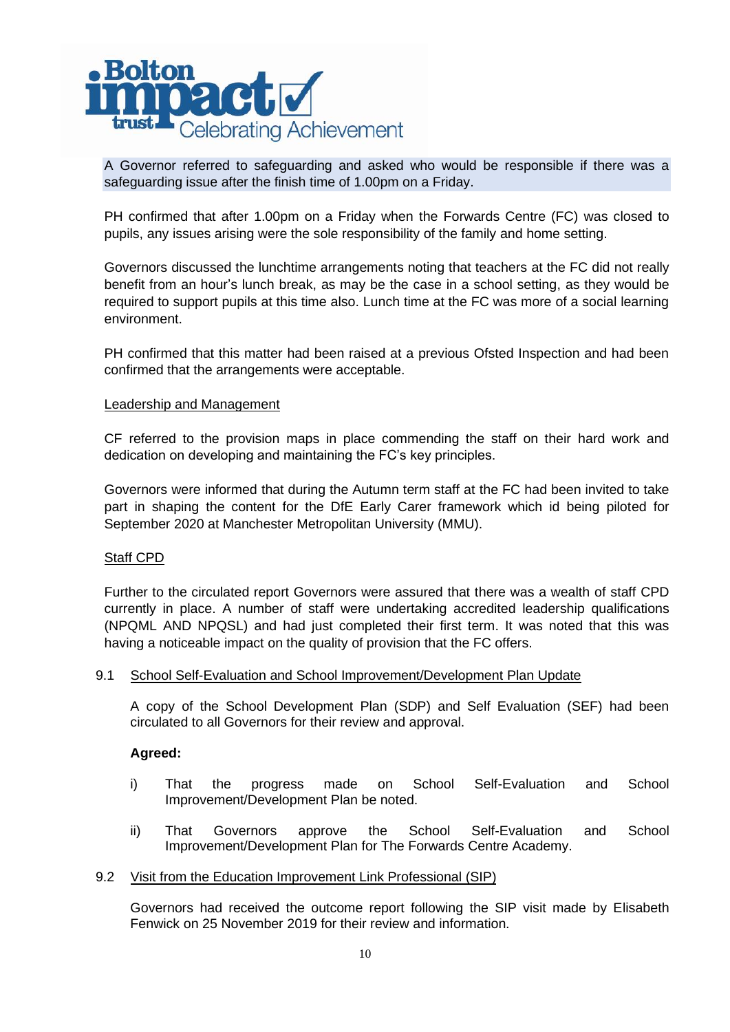A Governor referred to safeguarding and asked who would be responsible if there was a safeguarding issue after the finish time of 1.00pm on a Friday.

PH confirmed that after 1.00pm on a Friday when the Forwards Centre (FC) was closed to pupils, any issues arising were the sole responsibility of the family and home setting.

Governors discussed the lunchtime arrangements noting that teachers at the FC did not really benefit from an hour's lunch break, as may be the case in a school setting, as they would be required to support pupils at this time also. Lunch time at the FC was more of a social learning environment.

PH confirmed that this matter had been raised at a previous Ofsted Inspection and had been confirmed that the arrangements were acceptable.

Leadership and Management

CF referred to the provision maps in place commending the staff on their hard work and dedication on developing and maintaining the FC's key principles.

Governors were informed that during the Autumn term staff at the FC had been invited to take part in shaping the content for the DfE Early Carer framework which id being piloted for September 2020 at Manchester Metropolitan University (MMU).

Staff CPD

Further to the circulated report Governors were assured that there was a wealth of staff CPD currently in place. A number of staff were undertaking accredited leadership qualifications (NPQML AND NPQSL) and had just completed their first term. It was noted that this was having a noticeable impact on the quality of provision that the FC offers.

9.1 School Self-Evaluation and School Improvement/Development Plan Update

A copy of the School Development Plan (SDP) and Self Evaluation (SEF) had been circulated to all Governors for their review and approval.

**Agreed:**

i) That the progress made on School Self-Evaluation and School Improvement/Development Plan be noted.

ii) That Governors approve the School Self-Evaluation and School Improvement/Development Plan for The Forwards Centre Academy.

9.2 Visit from the Education Improvement Link Professional (SIP)

Governors had received the outcome report following the SIP visit made by Elisabeth Fenwick on 25 November 2019 for their review and information.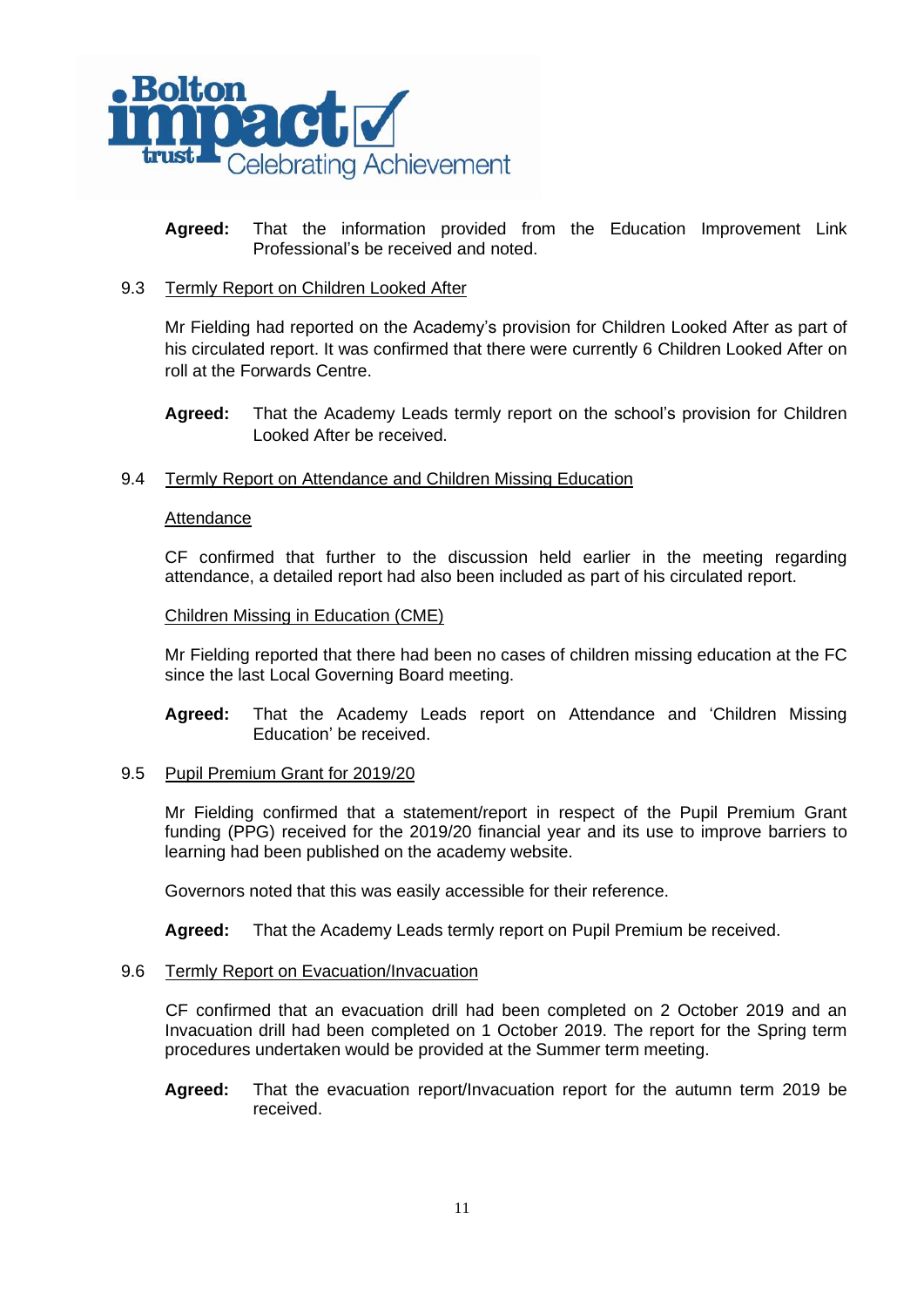**Agreed:** That the information provided from the Education Improvement Link Professional's be received and noted.

9.3 Termly Report on Children Looked After

Mr Fielding had reported on the Academy's provision for Children Looked After as part of his circulated report. It was confirmed that there were currently 6 Children Looked After on roll at the Forwards Centre.

**Agreed:** That the Academy Leads termly report on the school's provision for Children Looked After be received.

9.4 Termly Report on Attendance and Children Missing Education

Attendance

CF confirmed that further to the discussion held earlier in the meeting regarding attendance, a detailed report had also been included as part of his circulated report.

Children Missing in Education (CME)

Mr Fielding reported that there had been no cases of children missing education at the FC since the last Local Governing Board meeting.

**Agreed:** That the Academy Leads report on Attendance and 'Children Missing Education' be received.

9.5 Pupil Premium Grant for 2019/20

Mr Fielding confirmed that a statement/report in respect of the Pupil Premium Grant funding (PPG) received for the 2019/20 financial year and its use to improve barriers to learning had been published on the academy website.

Governors noted that this was easily accessible for their reference.

**Agreed:** That the Academy Leads termly report on Pupil Premium be received.

9.6 Termly Report on Evacuation/Invacuation

CF confirmed that an evacuation drill had been completed on 2 October 2019 and an Invacuation drill had been completed on 1 October 2019. The report for the Spring term procedures undertaken would be provided at the Summer term meeting.

**Agreed:** That the evacuation report/Invacuation report for the autumn term 2019 be received.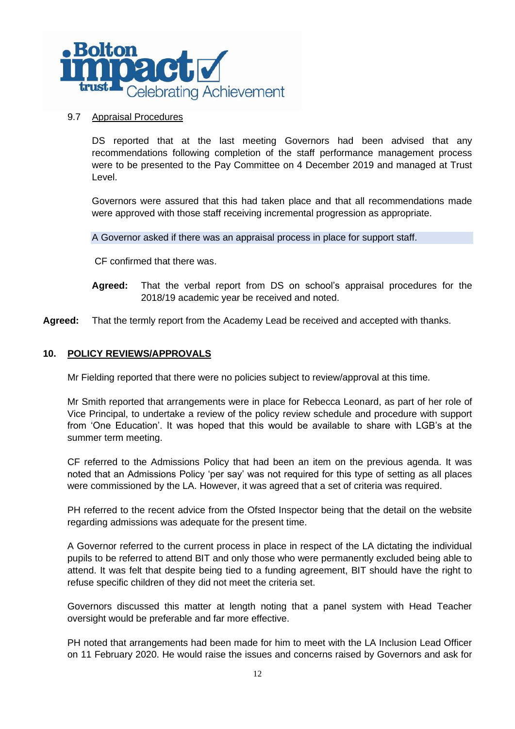9.7 <u>Appraisal Procedures</u>

DS reported that at the last meeting Governors had been advised that any recommendations following completion of the staff performance management process were to be presented to the Pay Committee on 4 December 2019 and managed at Trust Level.

Governors were assured that this had taken place and that all recommendations made were approved with those staff receiving incremental progression as appropriate.

A Governor asked if there was an appraisal process in place for support staff.

CF confirmed that there was.

**Agreed:** That the verbal report from DS on school's appraisal procedures for the 2018/19 academic year be received and noted.

**Agreed:** That the termly report from the Academy Lead be received and accepted with thanks.

## 10. POLICY REVIEWS/APPROVALS

Mr Fielding reported that there were no policies subject to review/approval at this time.

Mr Smith reported that arrangements were in place for Rebecca Leonard, as part of her role of Vice Principal, to undertake a review of the policy review schedule and procedure with support from 'One Education'. It was hoped that this would be available to share with LGB's at the summer term meeting.

CF referred to the Admissions Policy that had been an item on the previous agenda. It was noted that an Admissions Policy 'per say' was not required for this type of setting as all places were commissioned by the LA. However, it was agreed that a set of criteria was required.

PH referred to the recent advice from the Ofsted Inspector being that the detail on the website regarding admissions was adequate for the present time.

A Governor referred to the current process in place in respect of the LA dictating the individual pupils to be referred to attend BIT and only those who were permanently excluded being able to attend. It was felt that despite being tied to a funding agreement, BIT should have the right to refuse specific children of they did not meet the criteria set.

Governors discussed this matter at length noting that a panel system with Head Teacher oversight would be preferable and far more effective.

PH noted that arrangements had been made for him to meet with the LA Inclusion Lead Officer on 11 February 2020. He would raise the issues and concerns raised by Governors and ask for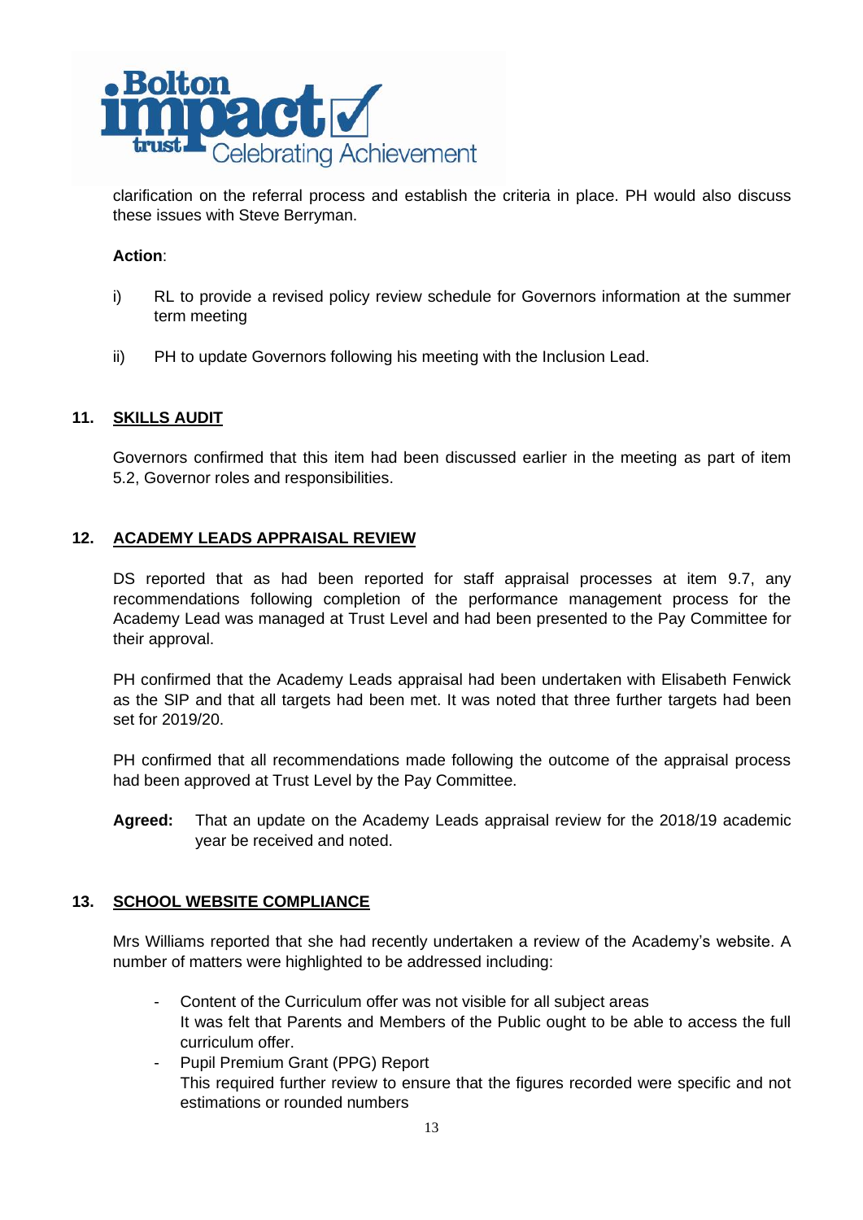clarification on the referral process and establish the criteria in place. PH would also discuss these issues with Steve Berryman.

**Action**:

i) RL to provide a revised policy review schedule for Governors information at the summer term meeting

ii) PH to update Governors following his meeting with the Inclusion Lead.

## 11. SKILLS AUDIT

Governors confirmed that this item had been discussed earlier in the meeting as part of item 5.2, Governor roles and responsibilities.

## 12. ACADEMY LEADS APPRAISAL REVIEW

DS reported that as had been reported for staff appraisal processes at item 9.7, any recommendations following completion of the performance management process for the Academy Lead was managed at Trust Level and had been presented to the Pay Committee for their approval.

PH confirmed that the Academy Leads appraisal had been undertaken with Elisabeth Fenwick as the SIP and that all targets had been met. It was noted that three further targets had been set for 2019/20.

PH confirmed that all recommendations made following the outcome of the appraisal process had been approved at Trust Level by the Pay Committee.

**Agreed:** That an update on the Academy Leads appraisal review for the 2018/19 academic year be received and noted.

## 13. SCHOOL WEBSITE COMPLIANCE

Mrs Williams reported that she had recently undertaken a review of the Academy's website. A number of matters were highlighted to be addressed including:

- Content of the Curriculum offer was not visible for all subject areas
  It was felt that Parents and Members of the Public ought to be able to access the full curriculum offer.
- Pupil Premium Grant (PPG) Report
  This required further review to ensure that the figures recorded were specific and not estimations or rounded numbers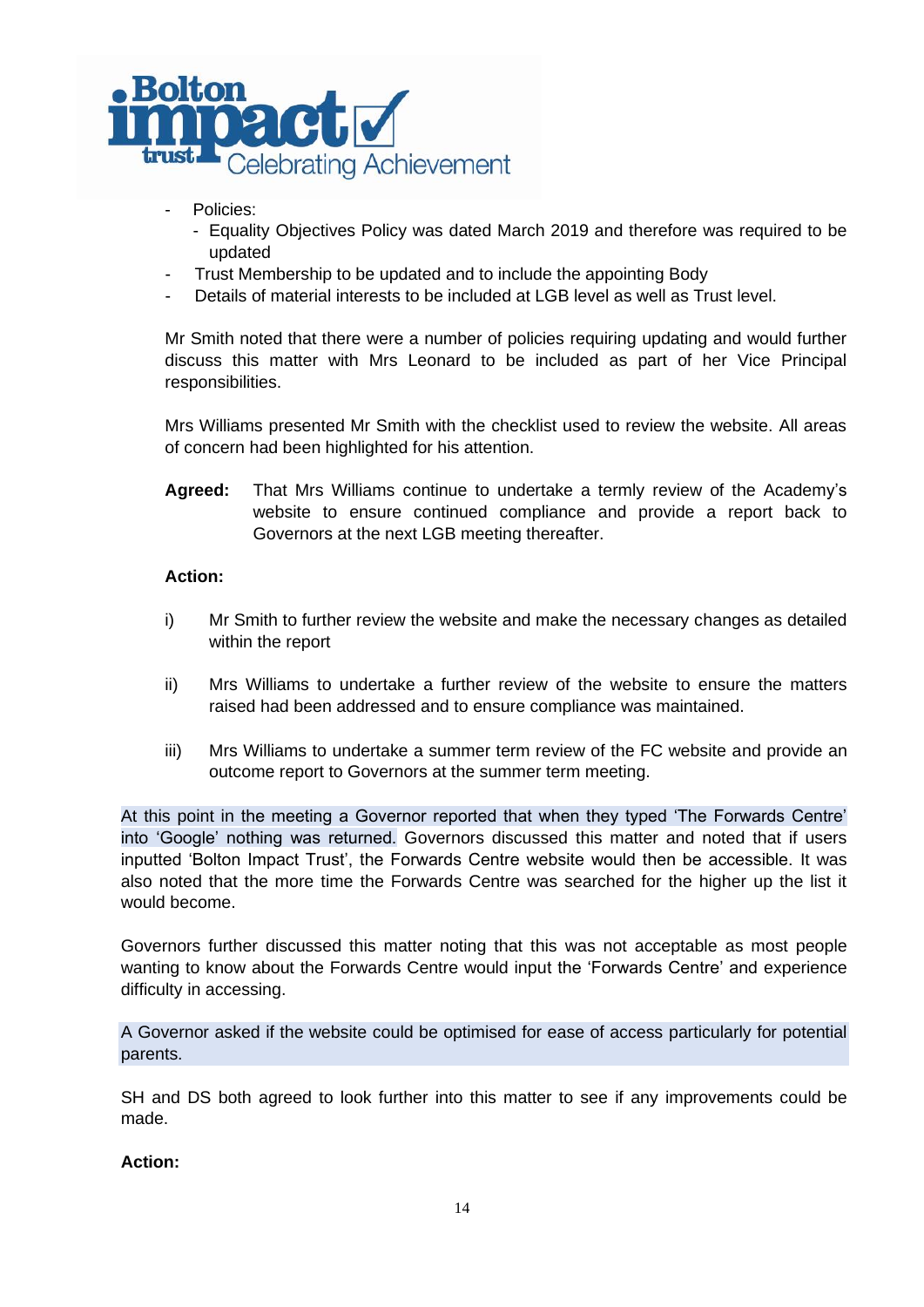- Policies:
  - Equality Objectives Policy was dated March 2019 and therefore was required to be updated
- Trust Membership to be updated and to include the appointing Body
- Details of material interests to be included at LGB level as well as Trust level.

Mr Smith noted that there were a number of policies requiring updating and would further discuss this matter with Mrs Leonard to be included as part of her Vice Principal responsibilities.

Mrs Williams presented Mr Smith with the checklist used to review the website. All areas of concern had been highlighted for his attention.

**Agreed:** That Mrs Williams continue to undertake a termly review of the Academy's website to ensure continued compliance and provide a report back to Governors at the next LGB meeting thereafter.

**Action:**

i) Mr Smith to further review the website and make the necessary changes as detailed within the report

ii) Mrs Williams to undertake a further review of the website to ensure the matters raised had been addressed and to ensure compliance was maintained.

iii) Mrs Williams to undertake a summer term review of the FC website and provide an outcome report to Governors at the summer term meeting.

At this point in the meeting a Governor reported that when they typed 'The Forwards Centre' into 'Google' nothing was returned. Governors discussed this matter and noted that if users inputted 'Bolton Impact Trust', the Forwards Centre website would then be accessible. It was also noted that the more time the Forwards Centre was searched for the higher up the list it would become.

Governors further discussed this matter noting that this was not acceptable as most people wanting to know about the Forwards Centre would input the 'Forwards Centre' and experience difficulty in accessing.

A Governor asked if the website could be optimised for ease of access particularly for potential parents.

SH and DS both agreed to look further into this matter to see if any improvements could be made.

**Action:**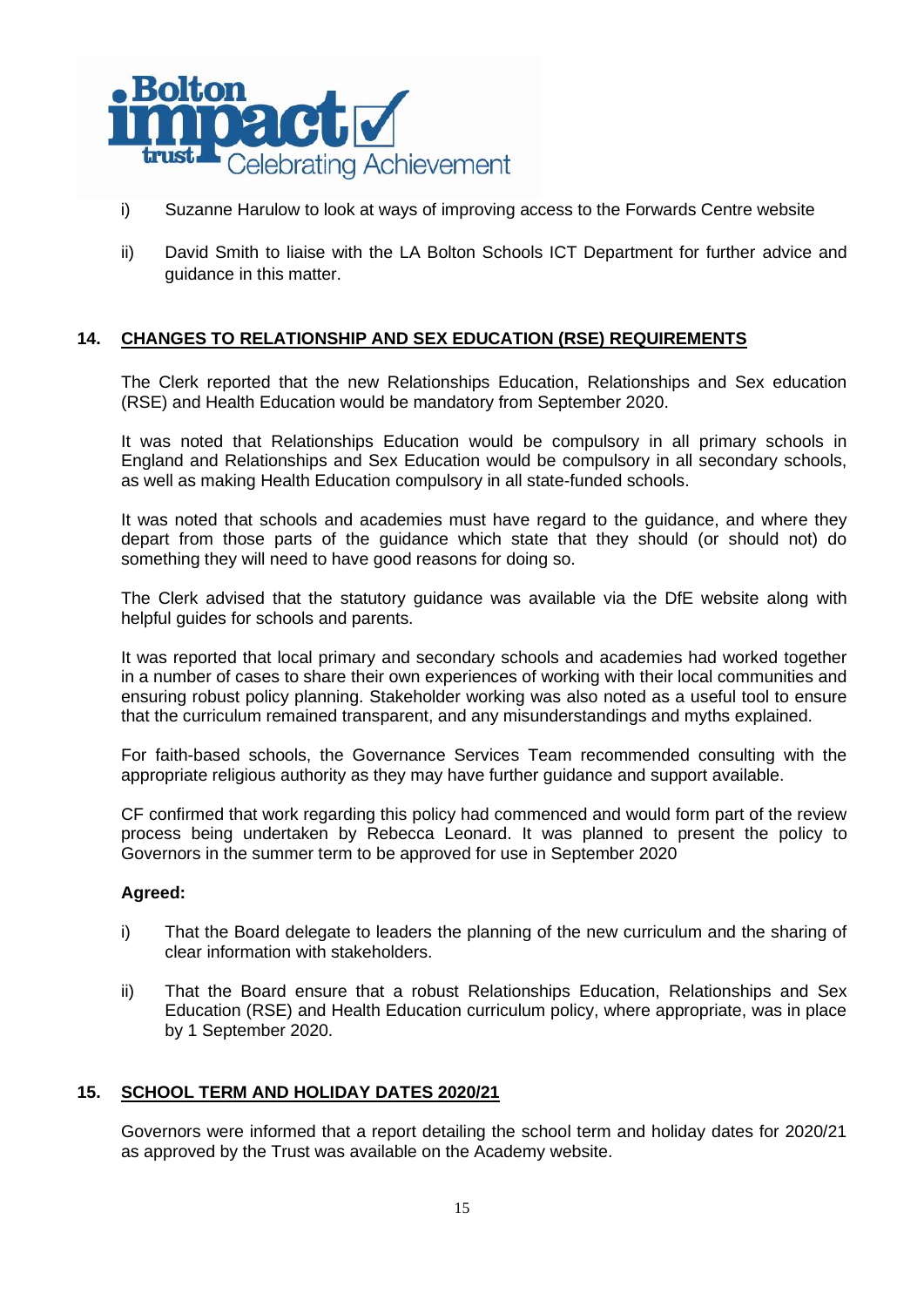i) Suzanne Harulow to look at ways of improving access to the Forwards Centre website

ii) David Smith to liaise with the LA Bolton Schools ICT Department for further advice and guidance in this matter.

## 14. CHANGES TO RELATIONSHIP AND SEX EDUCATION (RSE) REQUIREMENTS

The Clerk reported that the new Relationships Education, Relationships and Sex education (RSE) and Health Education would be mandatory from September 2020.

It was noted that Relationships Education would be compulsory in all primary schools in England and Relationships and Sex Education would be compulsory in all secondary schools, as well as making Health Education compulsory in all state-funded schools.

It was noted that schools and academies must have regard to the guidance, and where they depart from those parts of the guidance which state that they should (or should not) do something they will need to have good reasons for doing so.

The Clerk advised that the statutory guidance was available via the DfE website along with helpful guides for schools and parents.

It was reported that local primary and secondary schools and academies had worked together in a number of cases to share their own experiences of working with their local communities and ensuring robust policy planning. Stakeholder working was also noted as a useful tool to ensure that the curriculum remained transparent, and any misunderstandings and myths explained.

For faith-based schools, the Governance Services Team recommended consulting with the appropriate religious authority as they may have further guidance and support available.

CF confirmed that work regarding this policy had commenced and would form part of the review process being undertaken by Rebecca Leonard. It was planned to present the policy to Governors in the summer term to be approved for use in September 2020

**Agreed:**

i) That the Board delegate to leaders the planning of the new curriculum and the sharing of clear information with stakeholders.

ii) That the Board ensure that a robust Relationships Education, Relationships and Sex Education (RSE) and Health Education curriculum policy, where appropriate, was in place by 1 September 2020.

## 15. SCHOOL TERM AND HOLIDAY DATES 2020/21

Governors were informed that a report detailing the school term and holiday dates for 2020/21 as approved by the Trust was available on the Academy website.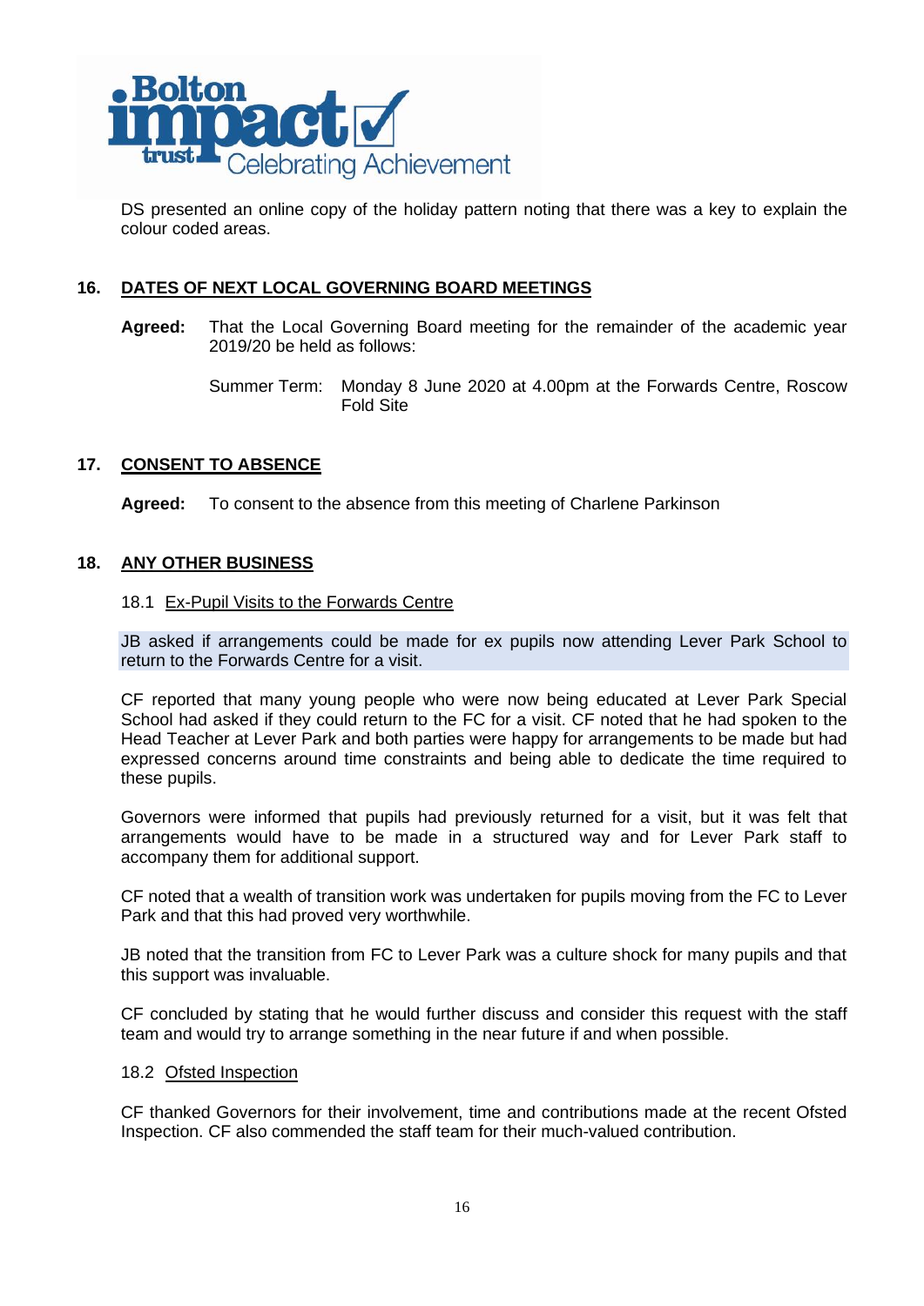DS presented an online copy of the holiday pattern noting that there was a key to explain the colour coded areas.

## 16. DATES OF NEXT LOCAL GOVERNING BOARD MEETINGS

**Agreed:** That the Local Governing Board meeting for the remainder of the academic year 2019/20 be held as follows:

Summer Term: Monday 8 June 2020 at 4.00pm at the Forwards Centre, Roscow Fold Site

## 17. CONSENT TO ABSENCE

**Agreed:** To consent to the absence from this meeting of Charlene Parkinson

## 18. ANY OTHER BUSINESS

### 18.1 Ex-Pupil Visits to the Forwards Centre

JB asked if arrangements could be made for ex pupils now attending Lever Park School to return to the Forwards Centre for a visit.

CF reported that many young people who were now being educated at Lever Park Special School had asked if they could return to the FC for a visit. CF noted that he had spoken to the Head Teacher at Lever Park and both parties were happy for arrangements to be made but had expressed concerns around time constraints and being able to dedicate the time required to these pupils.

Governors were informed that pupils had previously returned for a visit, but it was felt that arrangements would have to be made in a structured way and for Lever Park staff to accompany them for additional support.

CF noted that a wealth of transition work was undertaken for pupils moving from the FC to Lever Park and that this had proved very worthwhile.

JB noted that the transition from FC to Lever Park was a culture shock for many pupils and that this support was invaluable.

CF concluded by stating that he would further discuss and consider this request with the staff team and would try to arrange something in the near future if and when possible.

### 18.2 Ofsted Inspection

CF thanked Governors for their involvement, time and contributions made at the recent Ofsted Inspection. CF also commended the staff team for their much-valued contribution.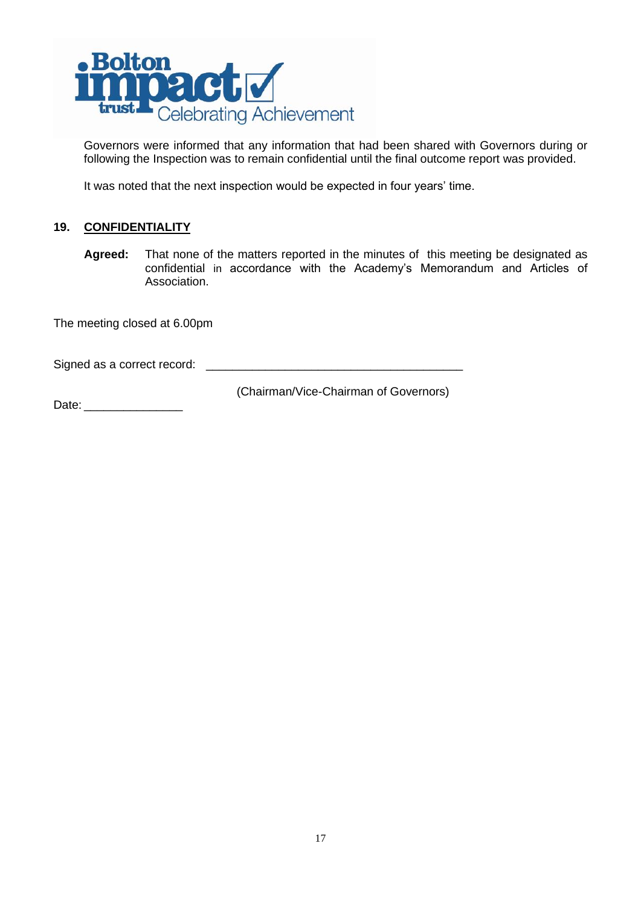Governors were informed that any information that had been shared with Governors during or following the Inspection was to remain confidential until the final outcome report was provided.

It was noted that the next inspection would be expected in four years' time.

## 19. CONFIDENTIALITY

**Agreed:** That none of the matters reported in the minutes of this meeting be designated as confidential in accordance with the Academy's Memorandum and Articles of Association.

The meeting closed at 6.00pm

Signed as a correct record: ________________________________________

(Chairman/Vice-Chairman of Governors)

Date: _______________